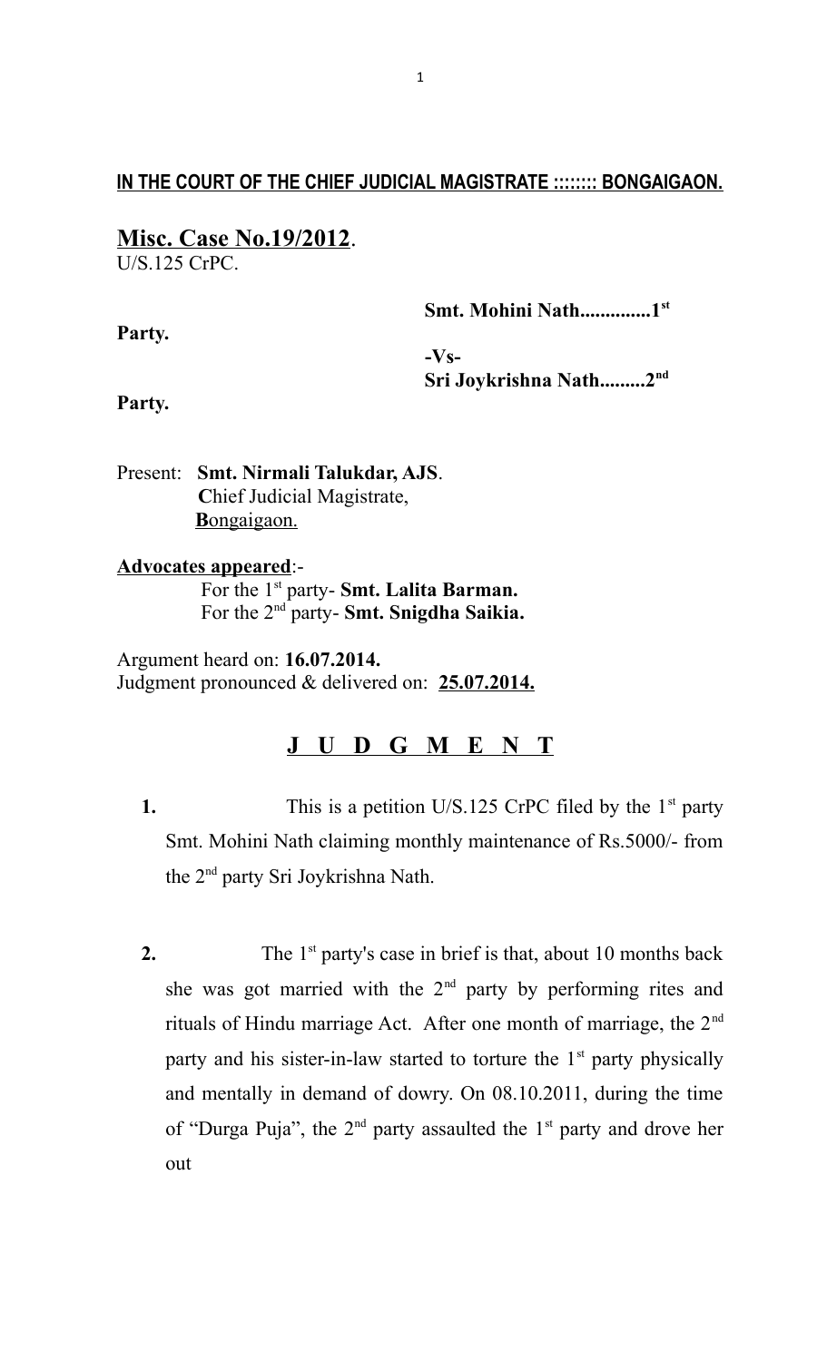**IN THE COURT OF THE CHIEF JUDICIAL MAGISTRATE ::::::: BONGAIGAON.**

**Misc. Case No.19/2012**.
U/S.125 CrPC.

**Smt. Mohini Nath.............1st Party.**

**-Vs-**

**Sri Joykrishna Nath.........2nd Party.**

Present: **Smt. Nirmali Talukdar, AJS**.
Chief Judicial Magistrate,
Bongaigaon.

**Advocates appeared**:-
For the 1st party- **Smt. Lalita Barman.**
For the 2nd party- **Smt. Snigdha Saikia.**

Argument heard on: **16.07.2014.**
Judgment pronounced & delivered on: **25.07.2014.**

## J U D G M E N T

**1.** This is a petition U/S.125 CrPC filed by the 1st party Smt. Mohini Nath claiming monthly maintenance of Rs.5000/- from the 2nd party Sri Joykrishna Nath.

**2.** The 1st party's case in brief is that, about 10 months back she was got married with the 2nd party by performing rites and rituals of Hindu marriage Act. After one month of marriage, the 2nd party and his sister-in-law started to torture the 1st party physically and mentally in demand of dowry. On 08.10.2011, during the time of "Durga Puja", the 2nd party assaulted the 1st party and drove her out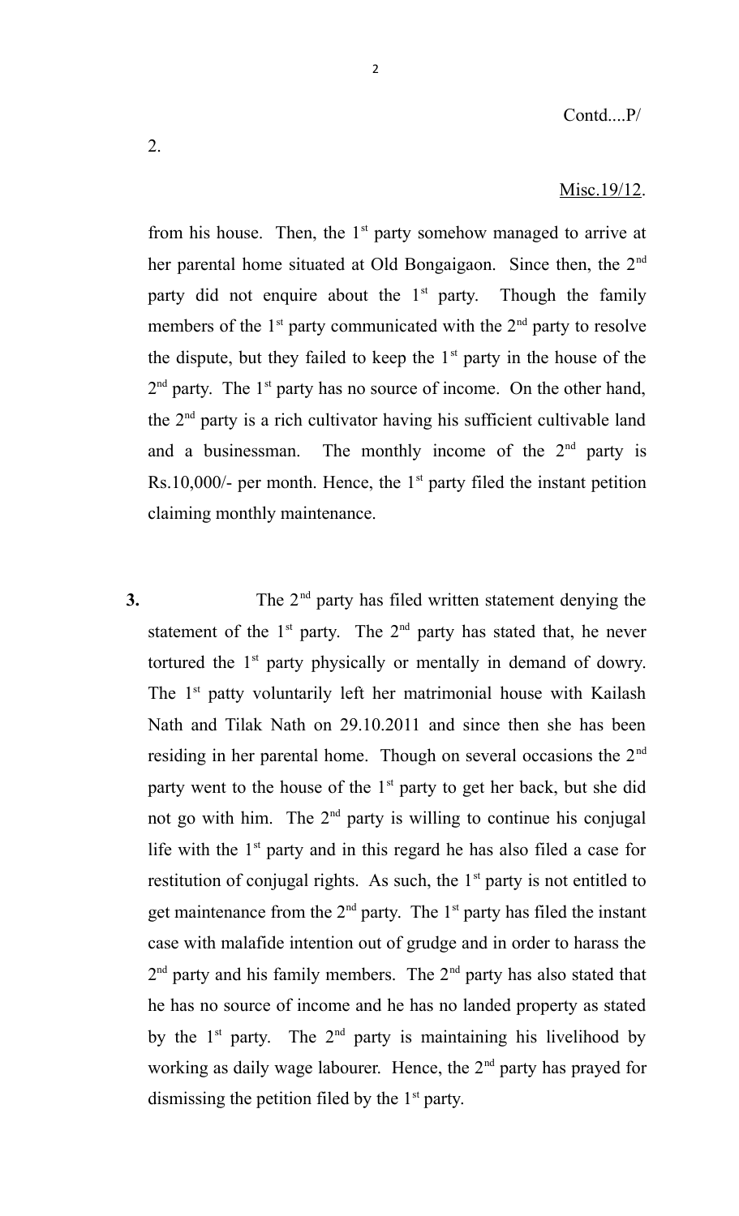Contd....P/

2.

Misc.19/12.

from his house. Then, the 1st party somehow managed to arrive at her parental home situated at Old Bongaigaon. Since then, the 2nd party did not enquire about the 1st party. Though the family members of the 1st party communicated with the 2nd party to resolve the dispute, but they failed to keep the 1st party in the house of the 2nd party. The 1st party has no source of income. On the other hand, the 2nd party is a rich cultivator having his sufficient cultivable land and a businessman. The monthly income of the 2nd party is Rs.10,000/- per month. Hence, the 1st party filed the instant petition claiming monthly maintenance.

**3.** The 2nd party has filed written statement denying the statement of the 1st party. The 2nd party has stated that, he never tortured the 1st party physically or mentally in demand of dowry. The 1st patty voluntarily left her matrimonial house with Kailash Nath and Tilak Nath on 29.10.2011 and since then she has been residing in her parental home. Though on several occasions the 2nd party went to the house of the 1st party to get her back, but she did not go with him. The 2nd party is willing to continue his conjugal life with the 1st party and in this regard he has also filed a case for restitution of conjugal rights. As such, the 1st party is not entitled to get maintenance from the 2nd party. The 1st party has filed the instant case with malafide intention out of grudge and in order to harass the 2nd party and his family members. The 2nd party has also stated that he has no source of income and he has no landed property as stated by the 1st party. The 2nd party is maintaining his livelihood by working as daily wage labourer. Hence, the 2nd party has prayed for dismissing the petition filed by the 1st party.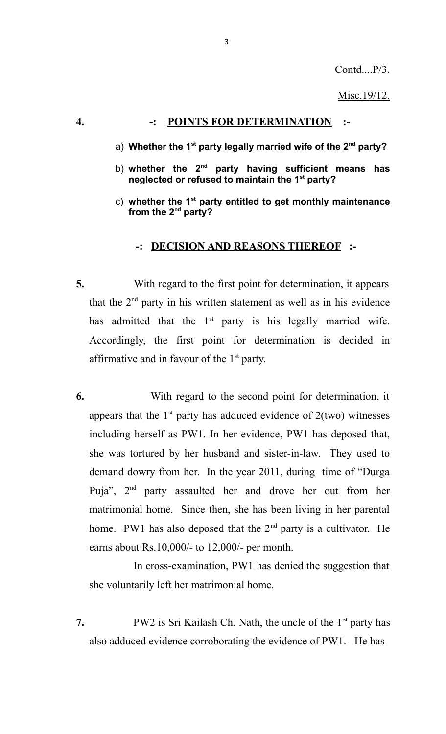Contd....P/3.

Misc.19/12.

**4. -: POINTS FOR DETERMINATION :-**

a) **Whether the 1st party legally married wife of the 2nd party?**

b) **whether the 2nd party having sufficient means has neglected or refused to maintain the 1st party?**

c) **whether the 1st party entitled to get monthly maintenance from the 2nd party?**

**-: DECISION AND REASONS THEREOF :-**

**5.** With regard to the first point for determination, it appears that the 2nd party in his written statement as well as in his evidence has admitted that the 1st party is his legally married wife. Accordingly, the first point for determination is decided in affirmative and in favour of the 1st party.

**6.** With regard to the second point for determination, it appears that the 1st party has adduced evidence of 2(two) witnesses including herself as PW1. In her evidence, PW1 has deposed that, she was tortured by her husband and sister-in-law. They used to demand dowry from her. In the year 2011, during time of "Durga Puja", 2nd party assaulted her and drove her out from her matrimonial home. Since then, she has been living in her parental home. PW1 has also deposed that the 2nd party is a cultivator. He earns about Rs.10,000/- to 12,000/- per month.

In cross-examination, PW1 has denied the suggestion that she voluntarily left her matrimonial home.

**7.** PW2 is Sri Kailash Ch. Nath, the uncle of the 1st party has also adduced evidence corroborating the evidence of PW1. He has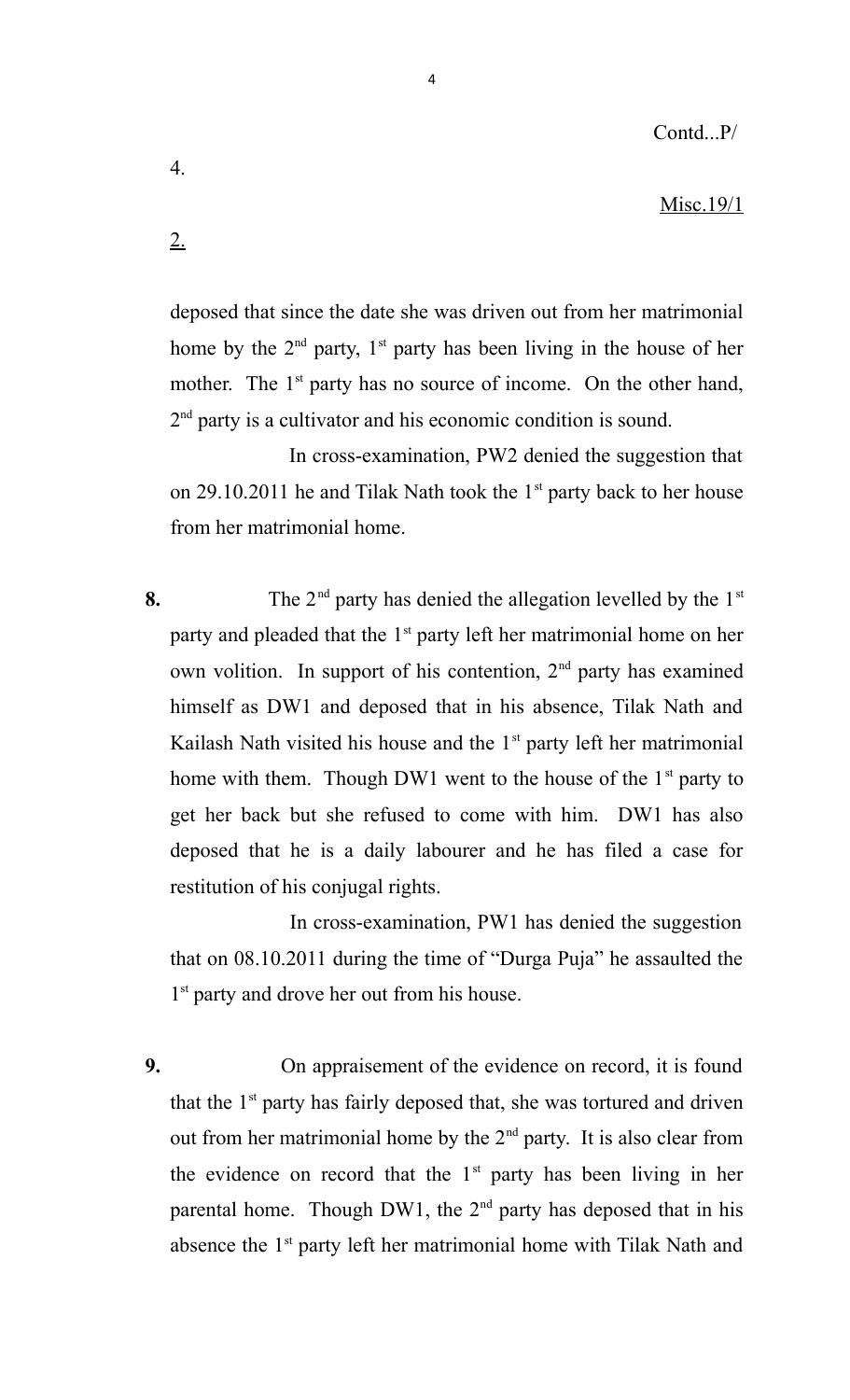Contd...P/

4.

Misc.19/1

2.

deposed that since the date she was driven out from her matrimonial home by the 2nd party, 1st party has been living in the house of her mother. The 1st party has no source of income. On the other hand, 2nd party is a cultivator and his economic condition is sound.

In cross-examination, PW2 denied the suggestion that on 29.10.2011 he and Tilak Nath took the 1st party back to her house from her matrimonial home.

**8.** The 2nd party has denied the allegation levelled by the 1st party and pleaded that the 1st party left her matrimonial home on her own volition. In support of his contention, 2nd party has examined himself as DW1 and deposed that in his absence, Tilak Nath and Kailash Nath visited his house and the 1st party left her matrimonial home with them. Though DW1 went to the house of the 1st party to get her back but she refused to come with him. DW1 has also deposed that he is a daily labourer and he has filed a case for restitution of his conjugal rights.

In cross-examination, PW1 has denied the suggestion that on 08.10.2011 during the time of "Durga Puja" he assaulted the 1st party and drove her out from his house.

**9.** On appraisement of the evidence on record, it is found that the 1st party has fairly deposed that, she was tortured and driven out from her matrimonial home by the 2nd party. It is also clear from the evidence on record that the 1st party has been living in her parental home. Though DW1, the 2nd party has deposed that in his absence the 1st party left her matrimonial home with Tilak Nath and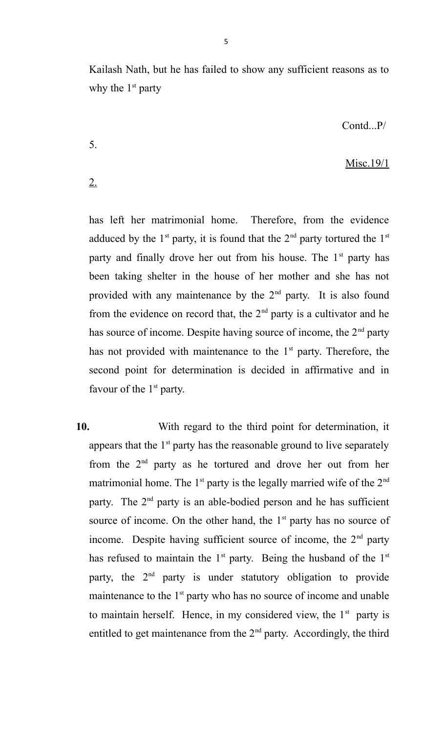Kailash Nath, but he has failed to show any sufficient reasons as to why the 1st party

Contd...P/

5.

Misc.19/1

2.

has left her matrimonial home. Therefore, from the evidence adduced by the 1st party, it is found that the 2nd party tortured the 1st party and finally drove her out from his house. The 1st party has been taking shelter in the house of her mother and she has not provided with any maintenance by the 2nd party. It is also found from the evidence on record that, the 2nd party is a cultivator and he has source of income. Despite having source of income, the 2nd party has not provided with maintenance to the 1st party. Therefore, the second point for determination is decided in affirmative and in favour of the 1st party.

**10.** With regard to the third point for determination, it appears that the 1st party has the reasonable ground to live separately from the 2nd party as he tortured and drove her out from her matrimonial home. The 1st party is the legally married wife of the 2nd party. The 2nd party is an able-bodied person and he has sufficient source of income. On the other hand, the 1st party has no source of income. Despite having sufficient source of income, the 2nd party has refused to maintain the 1st party. Being the husband of the 1st party, the 2nd party is under statutory obligation to provide maintenance to the 1st party who has no source of income and unable to maintain herself. Hence, in my considered view, the 1st party is entitled to get maintenance from the 2nd party. Accordingly, the third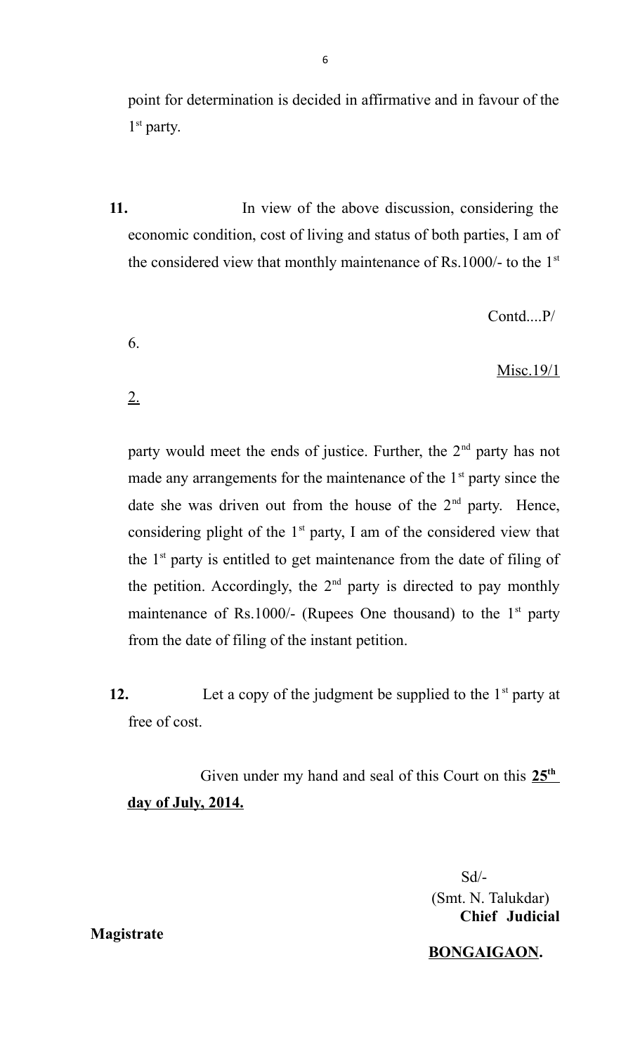point for determination is decided in affirmative and in favour of the 1st party.

**11.** In view of the above discussion, considering the economic condition, cost of living and status of both parties, I am of the considered view that monthly maintenance of Rs.1000/- to the 1st

Contd....P/

6.

Misc.19/1

2.

party would meet the ends of justice. Further, the 2nd party has not made any arrangements for the maintenance of the 1st party since the date she was driven out from the house of the 2nd party. Hence, considering plight of the 1st party, I am of the considered view that the 1st party is entitled to get maintenance from the date of filing of the petition. Accordingly, the 2nd party is directed to pay monthly maintenance of Rs.1000/- (Rupees One thousand) to the 1st party from the date of filing of the instant petition.

**12.** Let a copy of the judgment be supplied to the 1st party at free of cost.

Given under my hand and seal of this Court on this **25th day of July, 2014.**

Sd/-
(Smt. N. Talukdar)
**Chief Judicial Magistrate**
**BONGAIGAON.**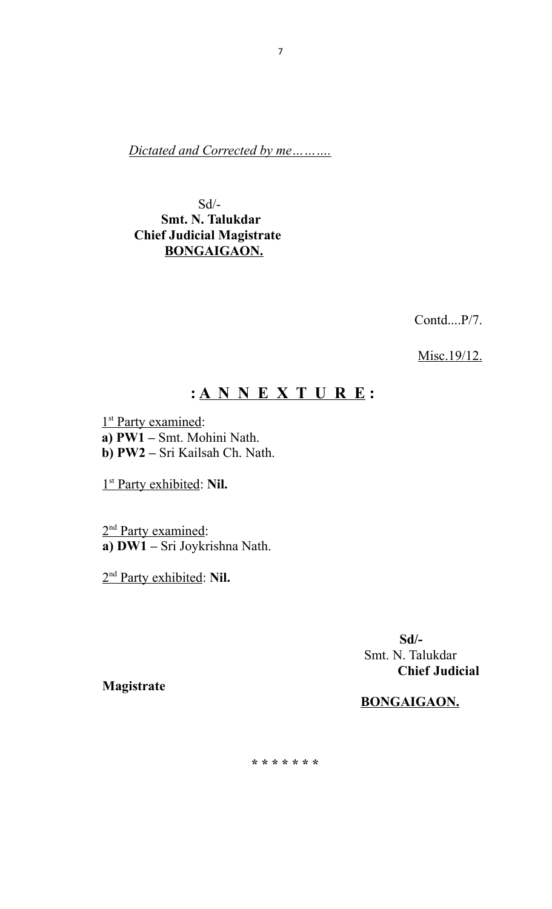*Dictated and Corrected by me……….*

Sd/-
**Smt. N. Talukdar**
**Chief Judicial Magistrate**
**BONGAIGAON.**

Contd....P/7.

Misc.19/12.

## : A N N E X T U R E :

1st Party examined:
**a) PW1 –** Smt. Mohini Nath.
**b) PW2 –** Sri Kailsah Ch. Nath.

1st Party exhibited: **Nil.**

2nd Party examined:
**a) DW1 –** Sri Joykrishna Nath.

2nd Party exhibited: **Nil.**

**Sd/-**
Smt. N. Talukdar
**Chief Judicial Magistrate**
**BONGAIGAON.**

\* \* \* \* \* \* \*